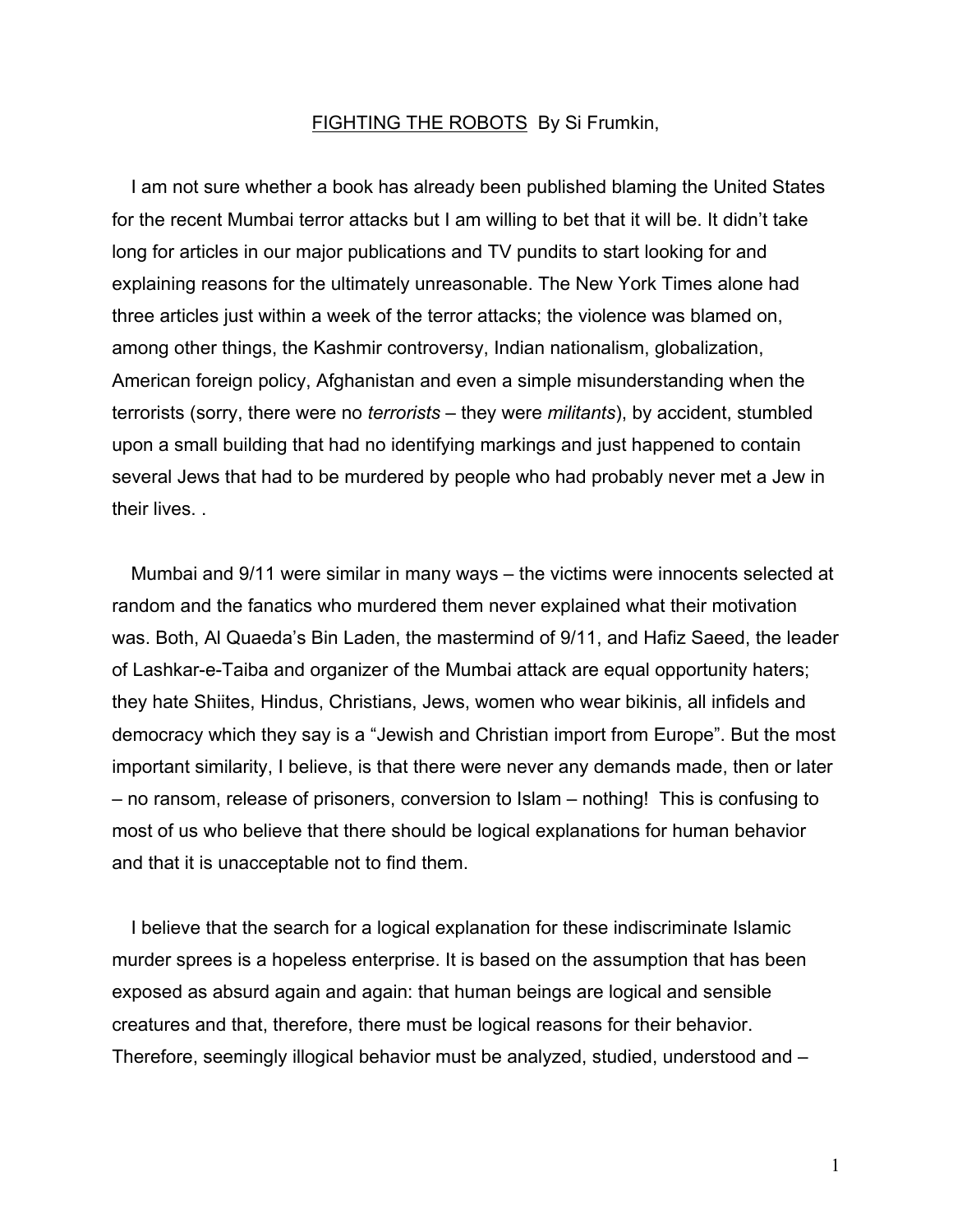<u>FIGHTING THE ROBOTS</u> By Si Frumkin,

I am not sure whether a book has already been published blaming the United States for the recent Mumbai terror attacks but I am willing to bet that it will be. It didn't take long for articles in our major publications and TV pundits to start looking for and explaining reasons for the ultimately unreasonable. The New York Times alone had three articles just within a week of the terror attacks; the violence was blamed on, among other things, the Kashmir controversy, Indian nationalism, globalization, American foreign policy, Afghanistan and even a simple misunderstanding when the terrorists (sorry, there were no *terrorists* – they were *militants*), by accident, stumbled upon a small building that had no identifying markings and just happened to contain several Jews that had to be murdered by people who had probably never met a Jew in their lives. .

Mumbai and 9/11 were similar in many ways – the victims were innocents selected at random and the fanatics who murdered them never explained what their motivation was. Both, Al Quaeda's Bin Laden, the mastermind of 9/11, and Hafiz Saeed, the leader of Lashkar-e-Taiba and organizer of the Mumbai attack are equal opportunity haters; they hate Shiites, Hindus, Christians, Jews, women who wear bikinis, all infidels and democracy which they say is a "Jewish and Christian import from Europe". But the most important similarity, I believe, is that there were never any demands made, then or later – no ransom, release of prisoners, conversion to Islam – nothing! This is confusing to most of us who believe that there should be logical explanations for human behavior and that it is unacceptable not to find them.

I believe that the search for a logical explanation for these indiscriminate Islamic murder sprees is a hopeless enterprise. It is based on the assumption that has been exposed as absurd again and again: that human beings are logical and sensible creatures and that, therefore, there must be logical reasons for their behavior. Therefore, seemingly illogical behavior must be analyzed, studied, understood and –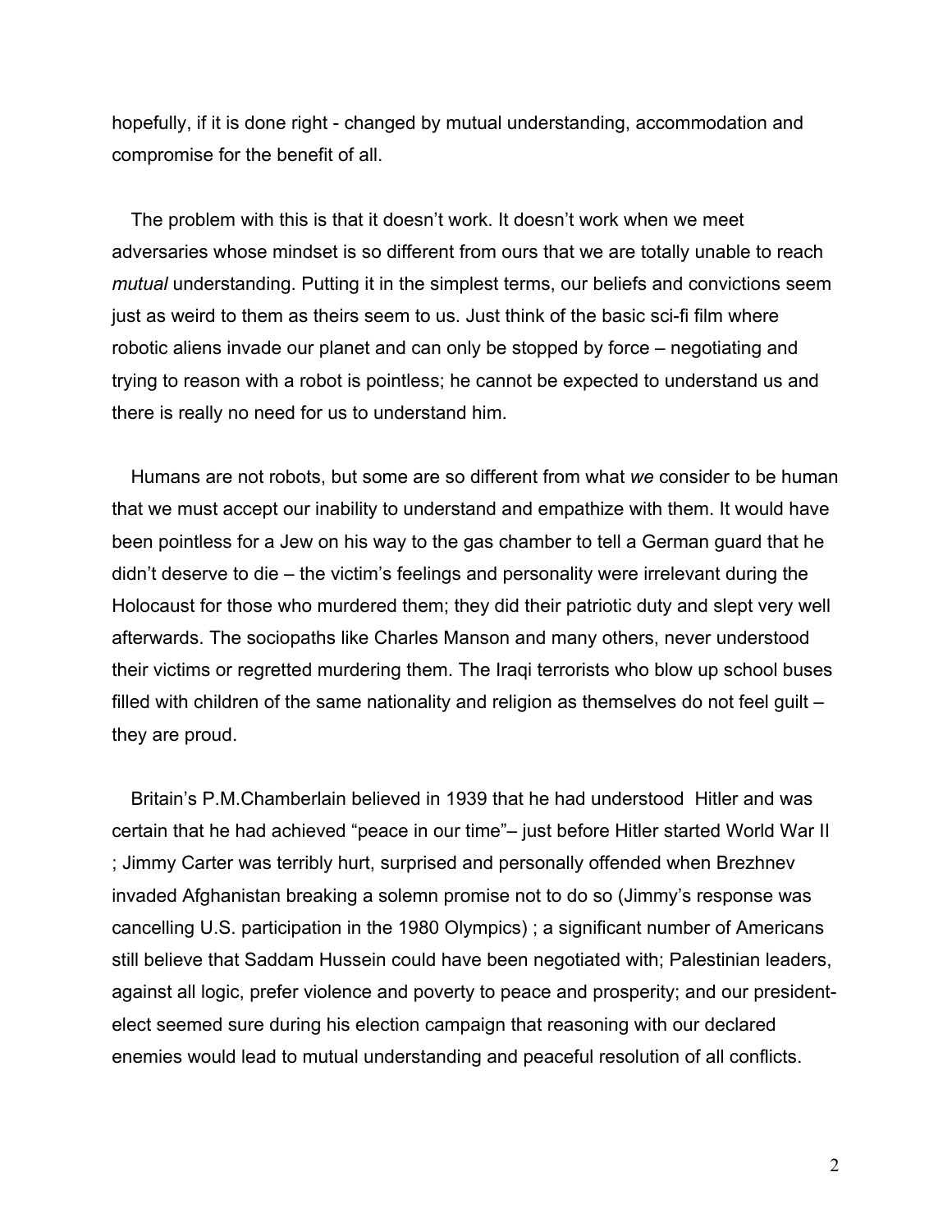hopefully, if it is done right - changed by mutual understanding, accommodation and compromise for the benefit of all.

The problem with this is that it doesn't work. It doesn't work when we meet adversaries whose mindset is so different from ours that we are totally unable to reach *mutual* understanding. Putting it in the simplest terms, our beliefs and convictions seem just as weird to them as theirs seem to us. Just think of the basic sci-fi film where robotic aliens invade our planet and can only be stopped by force – negotiating and trying to reason with a robot is pointless; he cannot be expected to understand us and there is really no need for us to understand him.

Humans are not robots, but some are so different from what *we* consider to be human that we must accept our inability to understand and empathize with them. It would have been pointless for a Jew on his way to the gas chamber to tell a German guard that he didn't deserve to die – the victim's feelings and personality were irrelevant during the Holocaust for those who murdered them; they did their patriotic duty and slept very well afterwards. The sociopaths like Charles Manson and many others, never understood their victims or regretted murdering them. The Iraqi terrorists who blow up school buses filled with children of the same nationality and religion as themselves do not feel guilt – they are proud.

Britain's P.M.Chamberlain believed in 1939 that he had understood Hitler and was certain that he had achieved "peace in our time"– just before Hitler started World War II ; Jimmy Carter was terribly hurt, surprised and personally offended when Brezhnev invaded Afghanistan breaking a solemn promise not to do so (Jimmy's response was cancelling U.S. participation in the 1980 Olympics) ; a significant number of Americans still believe that Saddam Hussein could have been negotiated with; Palestinian leaders, against all logic, prefer violence and poverty to peace and prosperity; and our president-elect seemed sure during his election campaign that reasoning with our declared enemies would lead to mutual understanding and peaceful resolution of all conflicts.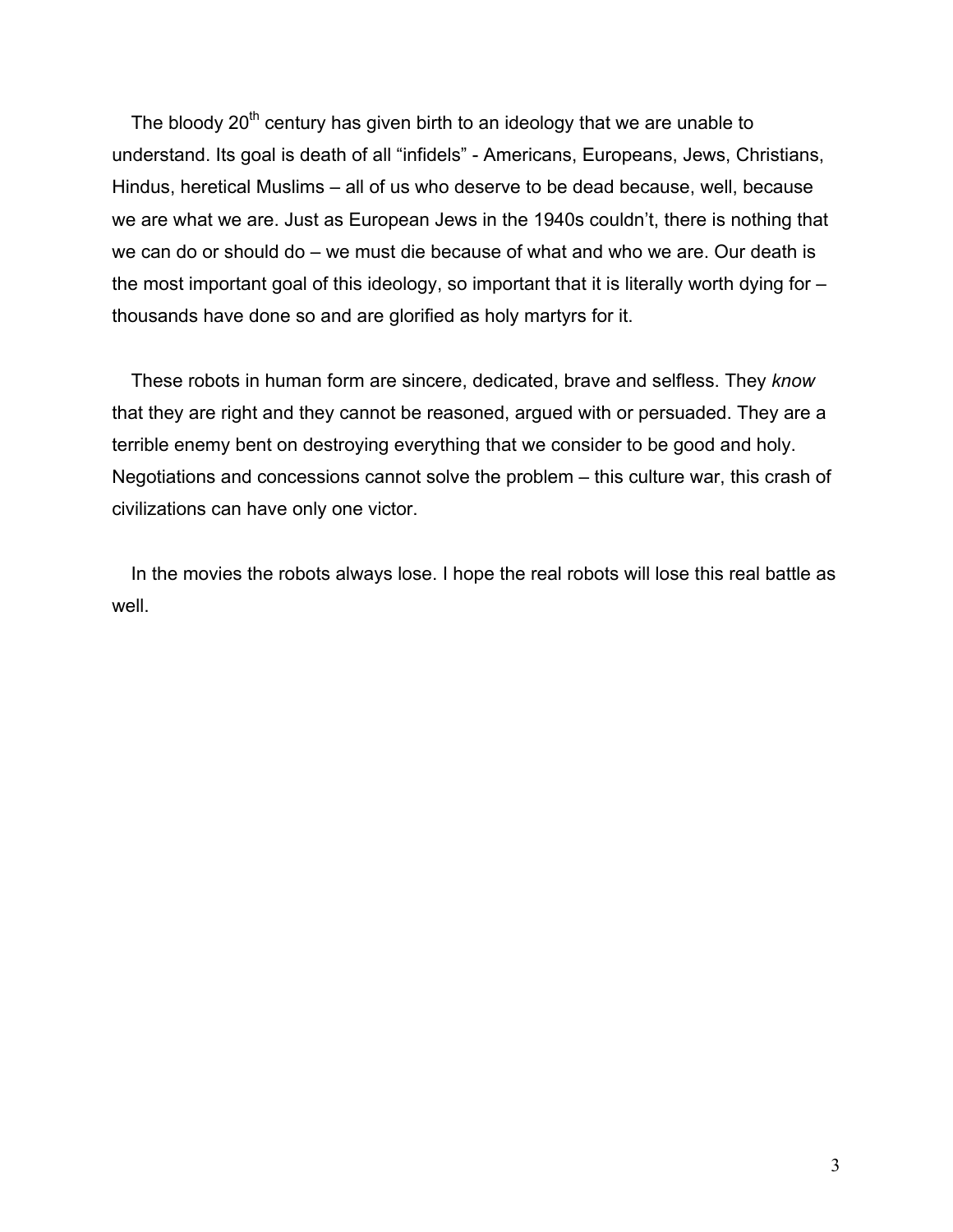The bloody 20th century has given birth to an ideology that we are unable to understand. Its goal is death of all "infidels" - Americans, Europeans, Jews, Christians, Hindus, heretical Muslims – all of us who deserve to be dead because, well, because we are what we are. Just as European Jews in the 1940s couldn't, there is nothing that we can do or should do – we must die because of what and who we are. Our death is the most important goal of this ideology, so important that it is literally worth dying for – thousands have done so and are glorified as holy martyrs for it.

These robots in human form are sincere, dedicated, brave and selfless. They *know* that they are right and they cannot be reasoned, argued with or persuaded. They are a terrible enemy bent on destroying everything that we consider to be good and holy. Negotiations and concessions cannot solve the problem – this culture war, this crash of civilizations can have only one victor.

In the movies the robots always lose. I hope the real robots will lose this real battle as well.